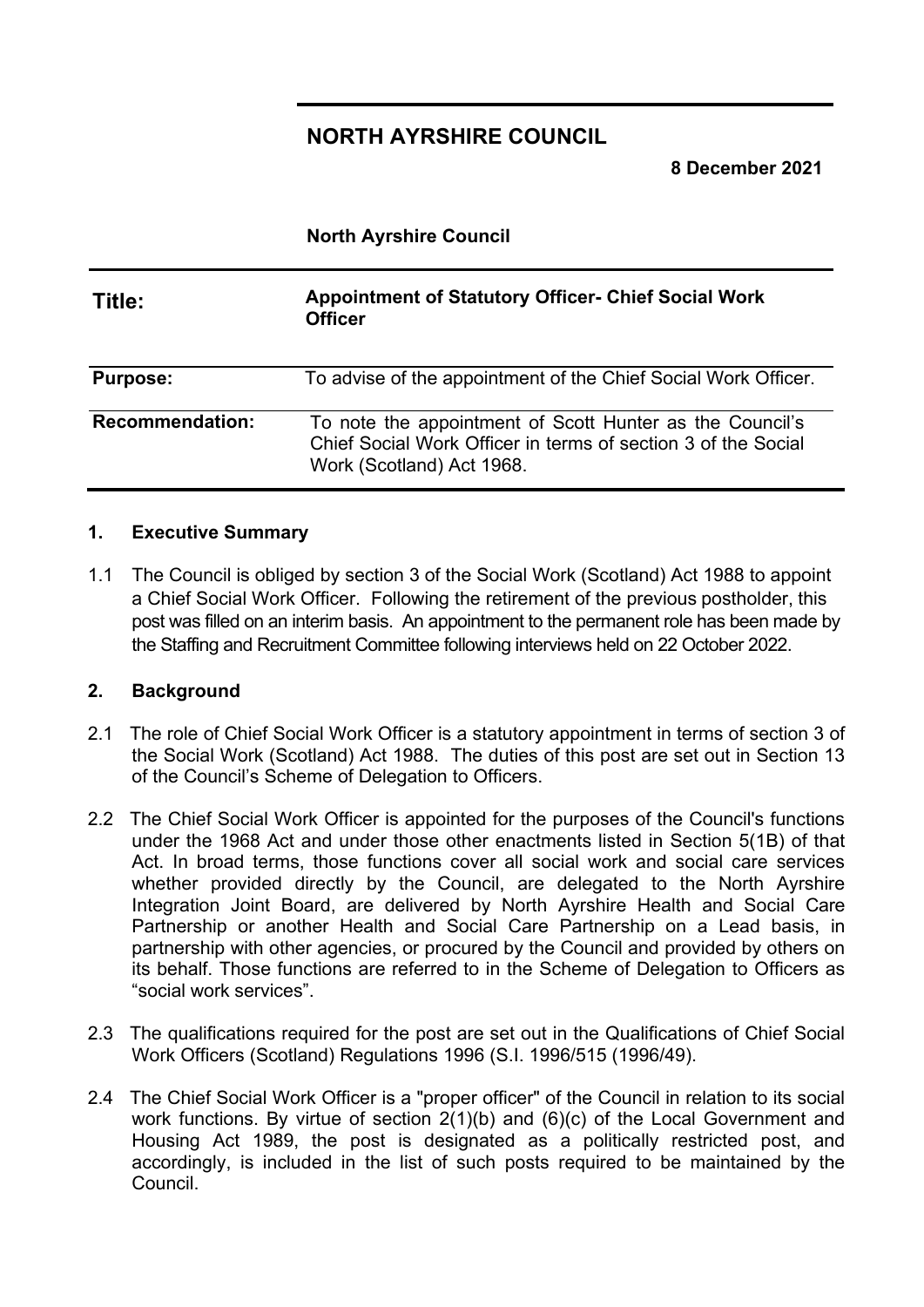# NORTH AYRSHIRE COUNCIL

**8 December 2021**

**North Ayrshire Council**

| | |
|---|---|
| **Title:** | **Appointment of Statutory Officer- Chief Social Work Officer** |
| **Purpose:** | To advise of the appointment of the Chief Social Work Officer. |
| **Recommendation:** | To note the appointment of Scott Hunter as the Council's Chief Social Work Officer in terms of section 3 of the Social Work (Scotland) Act 1968. |

## 1. Executive Summary

1.1 The Council is obliged by section 3 of the Social Work (Scotland) Act 1988 to appoint a Chief Social Work Officer. Following the retirement of the previous postholder, this post was filled on an interim basis. An appointment to the permanent role has been made by the Staffing and Recruitment Committee following interviews held on 22 October 2022.

## 2. Background

2.1 The role of Chief Social Work Officer is a statutory appointment in terms of section 3 of the Social Work (Scotland) Act 1988. The duties of this post are set out in Section 13 of the Council's Scheme of Delegation to Officers.

2.2 The Chief Social Work Officer is appointed for the purposes of the Council's functions under the 1968 Act and under those other enactments listed in Section 5(1B) of that Act. In broad terms, those functions cover all social work and social care services whether provided directly by the Council, are delegated to the North Ayrshire Integration Joint Board, are delivered by North Ayrshire Health and Social Care Partnership or another Health and Social Care Partnership on a Lead basis, in partnership with other agencies, or procured by the Council and provided by others on its behalf. Those functions are referred to in the Scheme of Delegation to Officers as "social work services".

2.3 The qualifications required for the post are set out in the Qualifications of Chief Social Work Officers (Scotland) Regulations 1996 (S.I. 1996/515 (1996/49).

2.4 The Chief Social Work Officer is a "proper officer" of the Council in relation to its social work functions. By virtue of section 2(1)(b) and (6)(c) of the Local Government and Housing Act 1989, the post is designated as a politically restricted post, and accordingly, is included in the list of such posts required to be maintained by the Council.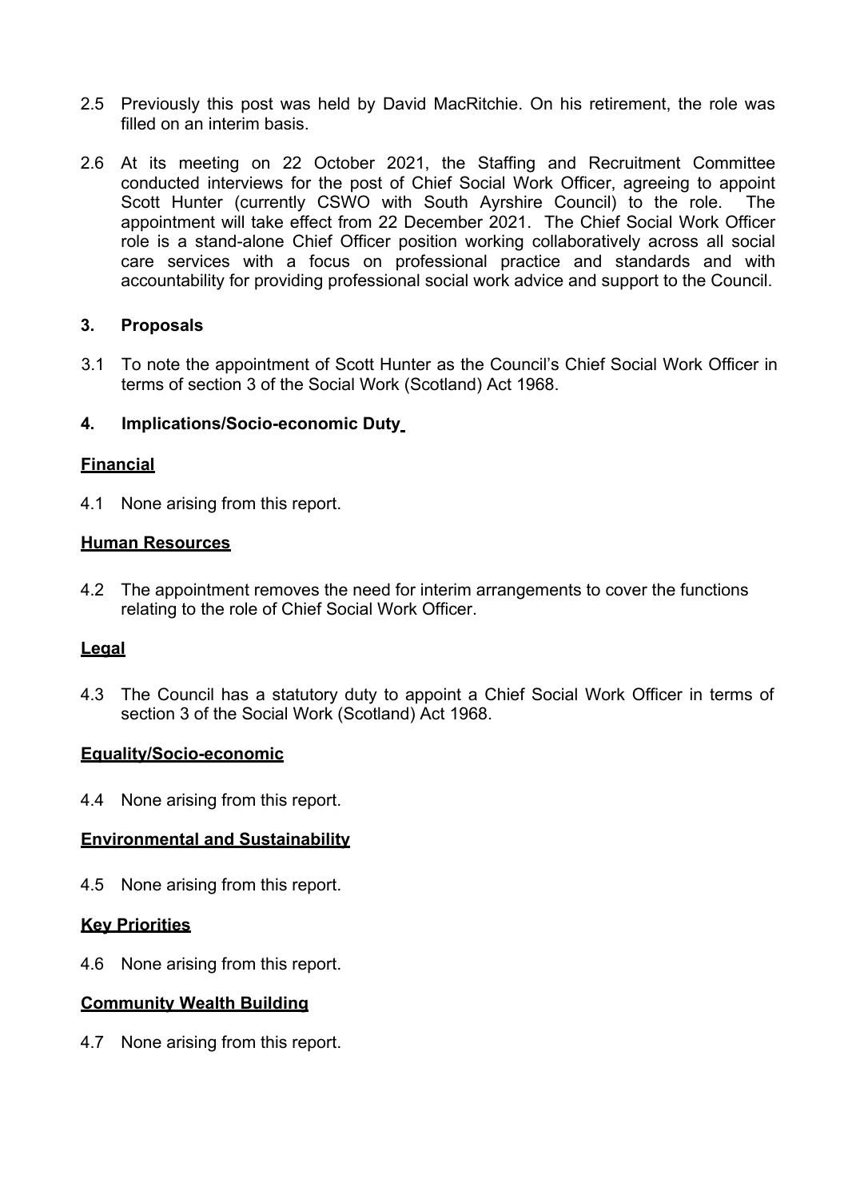2.5 Previously this post was held by David MacRitchie. On his retirement, the role was filled on an interim basis.

2.6 At its meeting on 22 October 2021, the Staffing and Recruitment Committee conducted interviews for the post of Chief Social Work Officer, agreeing to appoint Scott Hunter (currently CSWO with South Ayrshire Council) to the role. The appointment will take effect from 22 December 2021. The Chief Social Work Officer role is a stand-alone Chief Officer position working collaboratively across all social care services with a focus on professional practice and standards and with accountability for providing professional social work advice and support to the Council.

## 3. Proposals

3.1 To note the appointment of Scott Hunter as the Council's Chief Social Work Officer in terms of section 3 of the Social Work (Scotland) Act 1968.

## 4. Implications/Socio-economic Duty

### Financial

4.1 None arising from this report.

### Human Resources

4.2 The appointment removes the need for interim arrangements to cover the functions relating to the role of Chief Social Work Officer.

### Legal

4.3 The Council has a statutory duty to appoint a Chief Social Work Officer in terms of section 3 of the Social Work (Scotland) Act 1968.

### Equality/Socio-economic

4.4 None arising from this report.

### Environmental and Sustainability

4.5 None arising from this report.

### Key Priorities

4.6 None arising from this report.

### Community Wealth Building

4.7 None arising from this report.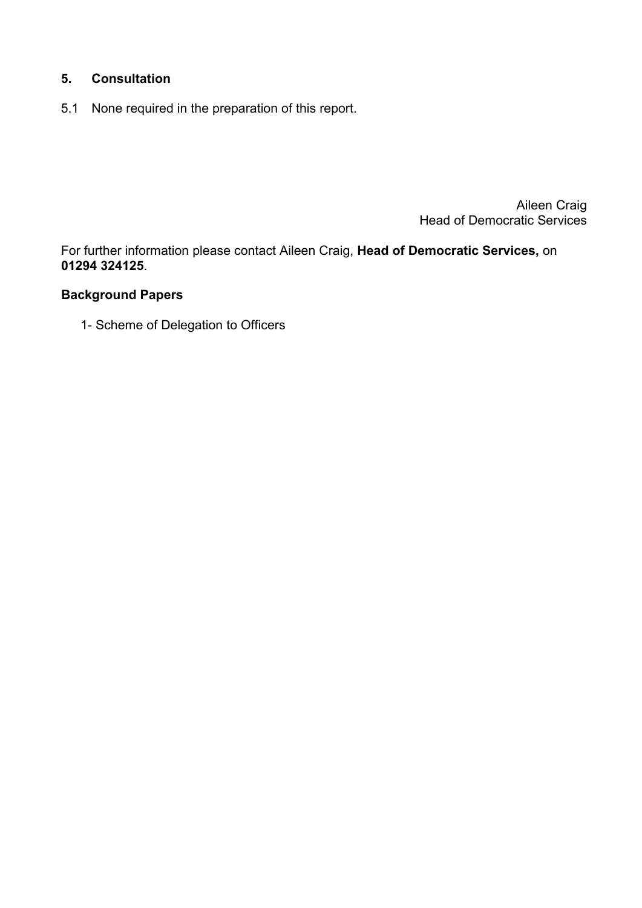## 5. Consultation

5.1 None required in the preparation of this report.

Aileen Craig
Head of Democratic Services

For further information please contact Aileen Craig, **Head of Democratic Services,** on **01294 324125**.

**Background Papers**

1- Scheme of Delegation to Officers